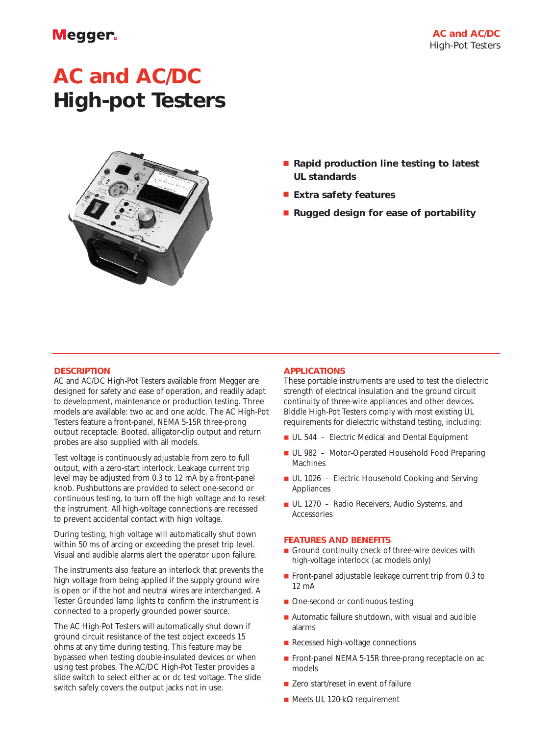# AC and AC/DC High-pot Testers

- **Rapid production line testing to latest UL standards**
- **Extra safety features**
- **Rugged design for ease of portability**

## DESCRIPTION

AC and AC/DC High-Pot Testers available from Megger are designed for safety and ease of operation, and readily adapt to development, maintenance or production testing. Three models are available: two ac and one ac/dc. The AC High-Pot Testers feature a front-panel, NEMA 5-15R three-prong output receptacle. Booted, alligator-clip output and return probes are also supplied with all models.

Test voltage is continuously adjustable from zero to full output, with a zero-start interlock. Leakage current trip level may be adjusted from 0.3 to 12 mA by a front-panel knob. Pushbuttons are provided to select one-second or continuous testing, to turn off the high voltage and to reset the instrument. All high-voltage connections are recessed to prevent accidental contact with high voltage.

During testing, high voltage will automatically shut down within 50 ms of arcing or exceeding the preset trip level. Visual and audible alarms alert the operator upon failure.

The instruments also feature an interlock that prevents the high voltage from being applied if the supply ground wire is open or if the hot and neutral wires are interchanged. A Tester Grounded lamp lights to confirm the instrument is connected to a properly grounded power source.

The AC High-Pot Testers will automatically shut down if ground circuit resistance of the test object exceeds 15 ohms at any time during testing. This feature may be bypassed when testing double-insulated devices or when using test probes. The AC/DC High-Pot Tester provides a slide switch to select either ac or dc test voltage. The slide switch safely covers the output jacks not in use.

## APPLICATIONS

These portable instruments are used to test the dielectric strength of electrical insulation and the ground circuit continuity of three-wire appliances and other devices. Biddle High-Pot Testers comply with most existing UL requirements for dielectric withstand testing, including:

- UL 544 – Electric Medical and Dental Equipment
- UL 982 – Motor-Operated Household Food Preparing Machines
- UL 1026 – Electric Household Cooking and Serving Appliances
- UL 1270 – Radio Receivers, Audio Systems, and Accessories

## FEATURES AND BENEFITS

- Ground continuity check of three-wire devices with high-voltage interlock (ac models only)
- Front-panel adjustable leakage current trip from 0.3 to 12 mA
- One-second or continuous testing
- Automatic failure shutdown, with visual and audible alarms
- Recessed high-voltage connections
- Front-panel NEMA 5-15R three-prong receptacle on ac models
- Zero start/reset in event of failure
- Meets UL 120-kΩ requirement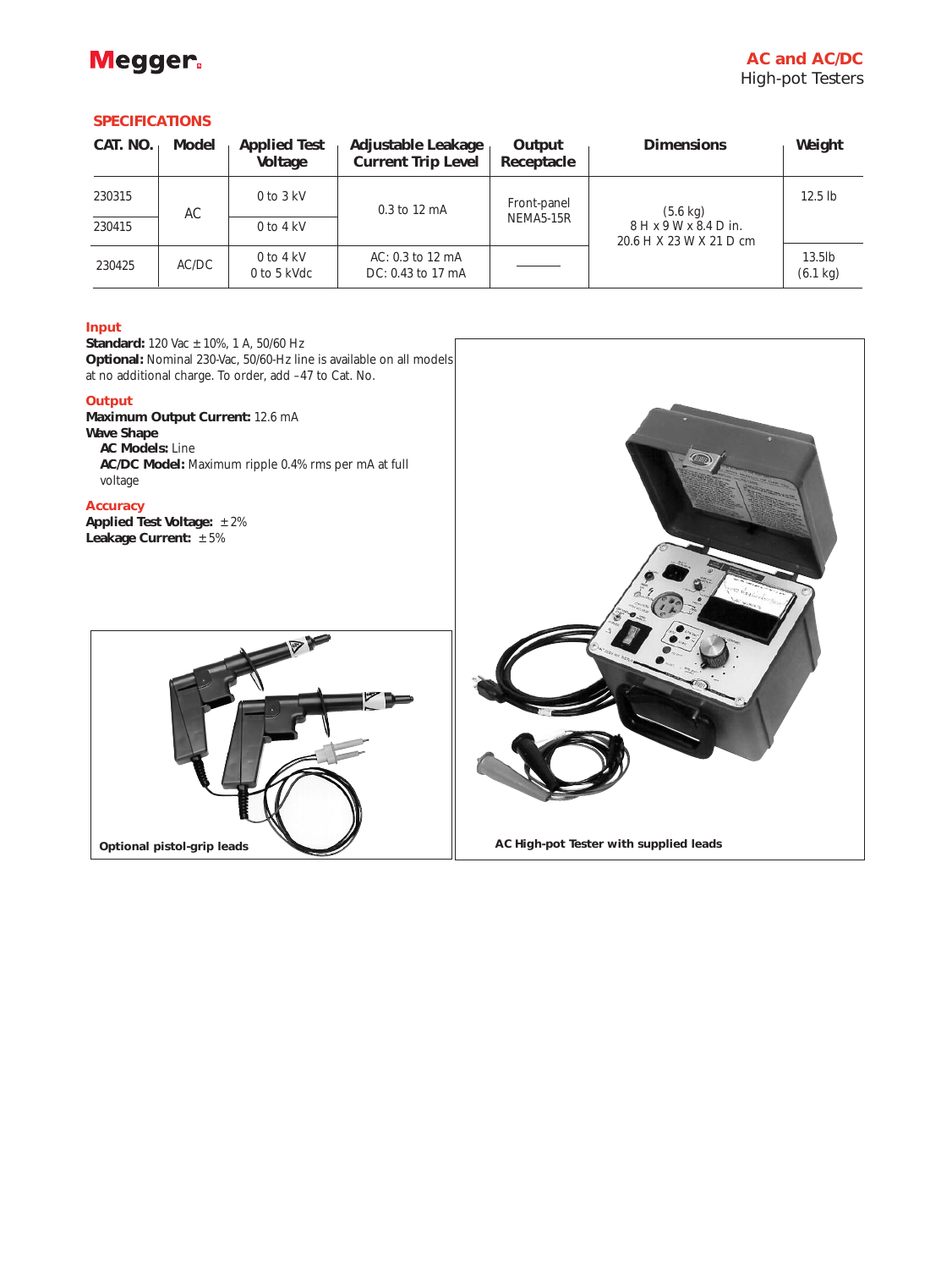## SPECIFICATIONS

| CAT. NO. | Model | Applied Test Voltage | Adjustable Leakage Current Trip Level | Output Receptacle | Dimensions | Weight |
|---|---|---|---|---|---|---|
| 230315 | AC | 0 to 3 kV | 0.3 to 12 mA | Front-panel NEMA5-15R | (5.6 kg) 8 H x 9 W x 8.4 D in. 20.6 H X 23 W X 21 D cm | 12.5 lb |
| 230415 | | 0 to 4 kV | | | | |
| 230425 | AC/DC | 0 to 4 kV 0 to 5 kVdc | AC: 0.3 to 12 mA DC: 0.43 to 17 mA | ——— | | 13.5lb (6.1 kg) |

### Input

**Standard:** 120 Vac ± 10%, 1 A, 50/60 Hz
**Optional:** Nominal 230-Vac, 50/60-Hz line is available on all models at no additional charge. To order, add –47 to Cat. No.

### Output

**Maximum Output Current:** 12.6 mA
**Wave Shape**
- **AC Models:** Line
- **AC/DC Model:** Maximum ripple 0.4% rms per mA at full voltage

### Accuracy

**Applied Test Voltage:** ± 2%
**Leakage Current:** ± 5%

Optional pistol-grip leads

AC High-pot Tester with supplied leads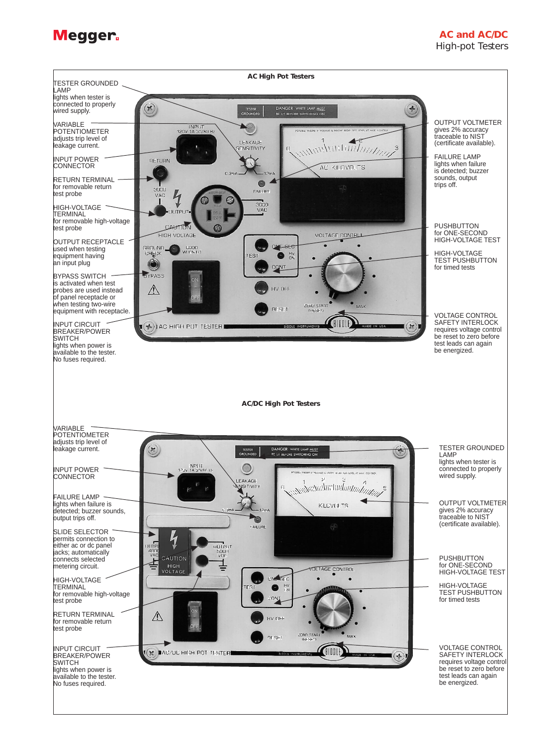# AC and AC/DC High-pot Testers

## AC High Pot Testers

**TESTER GROUNDED LAMP**
lights when tester is connected to properly wired supply.

**VARIABLE POTENTIOMETER**
adjusts trip level of leakage current.

**INPUT POWER CONNECTOR**

**RETURN TERMINAL**
for removable return test probe

**HIGH-VOLTAGE TERMINAL**
for removable high-voltage test probe

**OUTPUT RECEPTACLE**
used when testing equipment having an input plug

**BYPASS SWITCH**
is activated when test probes are used instead of panel receptacle or when testing two-wire equipment with receptacle.

**INPUT CIRCUIT BREAKER/POWER SWITCH**
lights when power is available to the tester. No fuses required.

**OUTPUT VOLTMETER**
gives 2% accuracy traceable to NIST (certificate available).

**FAILURE LAMP**
lights when failure is detected; buzzer sounds, output trips off.

**PUSHBUTTON**
for ONE-SECOND HIGH-VOLTAGE TEST

**HIGH-VOLTAGE TEST PUSHBUTTON**
for timed tests

**VOLTAGE CONTROL SAFETY INTERLOCK**
requires voltage control be reset to zero before test leads can again be energized.

## AC/DC High Pot Testers

**VARIABLE POTENTIOMETER**
adjusts trip level of leakage current.

**INPUT POWER CONNECTOR**

**FAILURE LAMP**
lights when failure is detected; buzzer sounds, output trips off.

**SLIDE SELECTOR**
permits connection to either ac or dc panel jacks; automatically connects selected metering circuit.

**HIGH-VOLTAGE TERMINAL**
for removable high-voltage test probe

**RETURN TERMINAL**
for removable return test probe

**INPUT CIRCUIT BREAKER/POWER SWITCH**
lights when power is available to the tester. No fuses required.

**TESTER GROUNDED LAMP**
lights when tester is connected to properly wired supply.

**OUTPUT VOLTMETER**
gives 2% accuracy traceable to NIST (certificate available).

**PUSHBUTTON**
for ONE-SECOND HIGH-VOLTAGE TEST

**HIGH-VOLTAGE TEST PUSHBUTTON**
for timed tests

**VOLTAGE CONTROL SAFETY INTERLOCK**
requires voltage control be reset to zero before test leads can again be energized.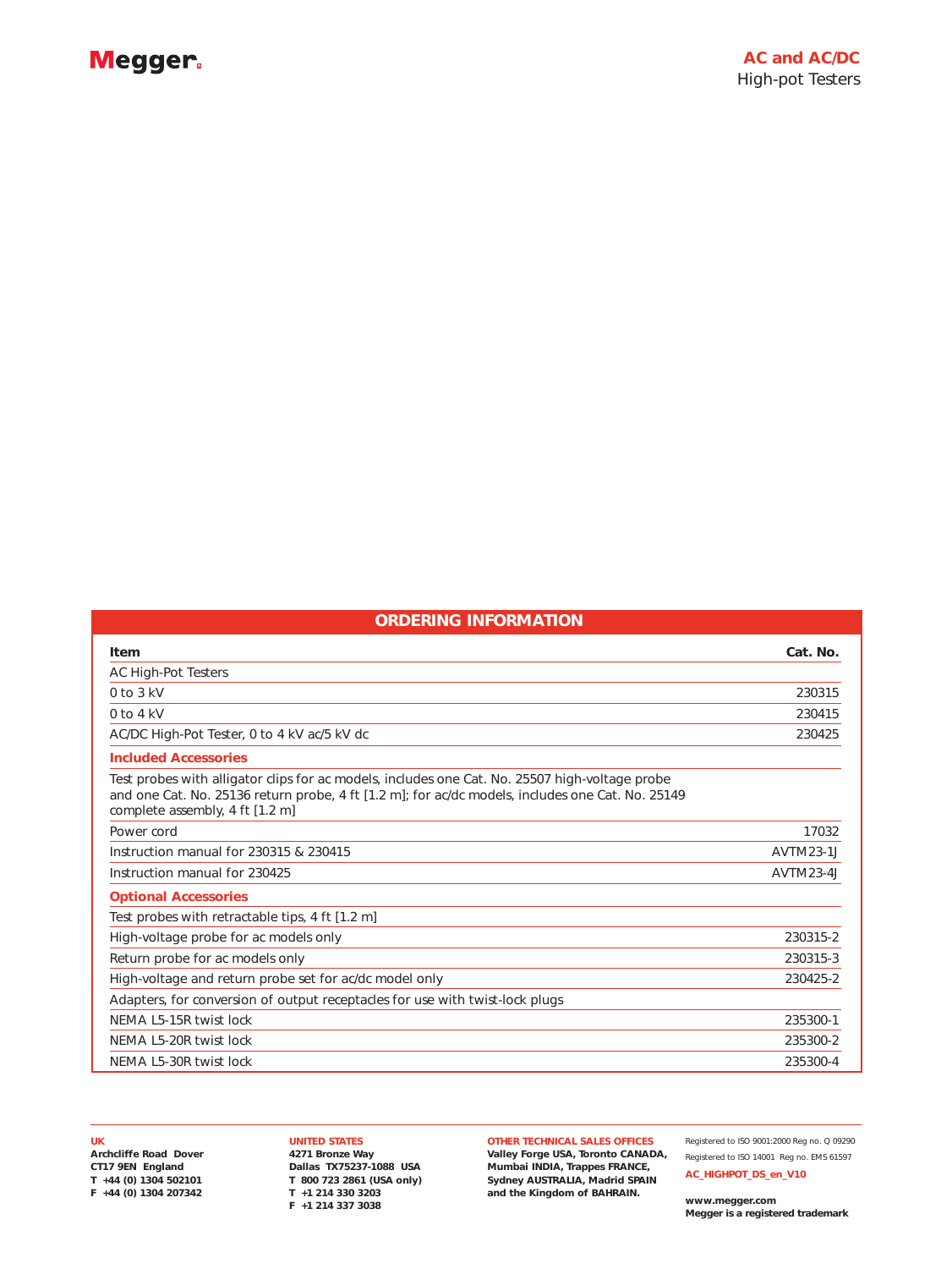## ORDERING INFORMATION

| Item | Cat. No. |
|---|---|
| AC High-Pot Testers | |
| 0 to 3 kV | 230315 |
| 0 to 4 kV | 230415 |
| AC/DC High-Pot Tester, 0 to 4 kV ac/5 kV dc | 230425 |
| **Included Accessories** | |
| Test probes with alligator clips for ac models, includes one Cat. No. 25507 high-voltage probe and one Cat. No. 25136 return probe, 4 ft [1.2 m]; for ac/dc models, includes one Cat. No. 25149 complete assembly, 4 ft [1.2 m] | |
| Power cord | 17032 |
| Instruction manual for 230315 & 230415 | AVTM23-1J |
| Instruction manual for 230425 | AVTM23-4J |
| **Optional Accessories** | |
| Test probes with retractable tips, 4 ft [1.2 m] | |
| High-voltage probe for ac models only | 230315-2 |
| Return probe for ac models only | 230315-3 |
| High-voltage and return probe set for ac/dc model only | 230425-2 |
| Adapters, for conversion of output receptacles for use with twist-lock plugs | |
| NEMA L5-15R twist lock | 235300-1 |
| NEMA L5-20R twist lock | 235300-2 |
| NEMA L5-30R twist lock | 235300-4 |

**UK**
**Archcliffe Road Dover**
**CT17 9EN England**
**T +44 (0) 1304 502101**
**F +44 (0) 1304 207342**

**UNITED STATES**
**4271 Bronze Way**
**Dallas TX75237-1088 USA**
**T 800 723 2861 (USA only)**
**T +1 214 330 3203**
**F +1 214 337 3038**

**OTHER TECHNICAL SALES OFFICES**
**Valley Forge USA, Toronto CANADA, Mumbai INDIA, Trappes FRANCE, Sydney AUSTRALIA, Madrid SPAIN and the Kingdom of BAHRAIN.**

Registered to ISO 9001:2000 Reg no. Q 09290
Registered to ISO 14001 Reg no. EMS 61597

**AC_HIGHPOT_DS_en_V10**

**www.megger.com**
**Megger is a registered trademark**